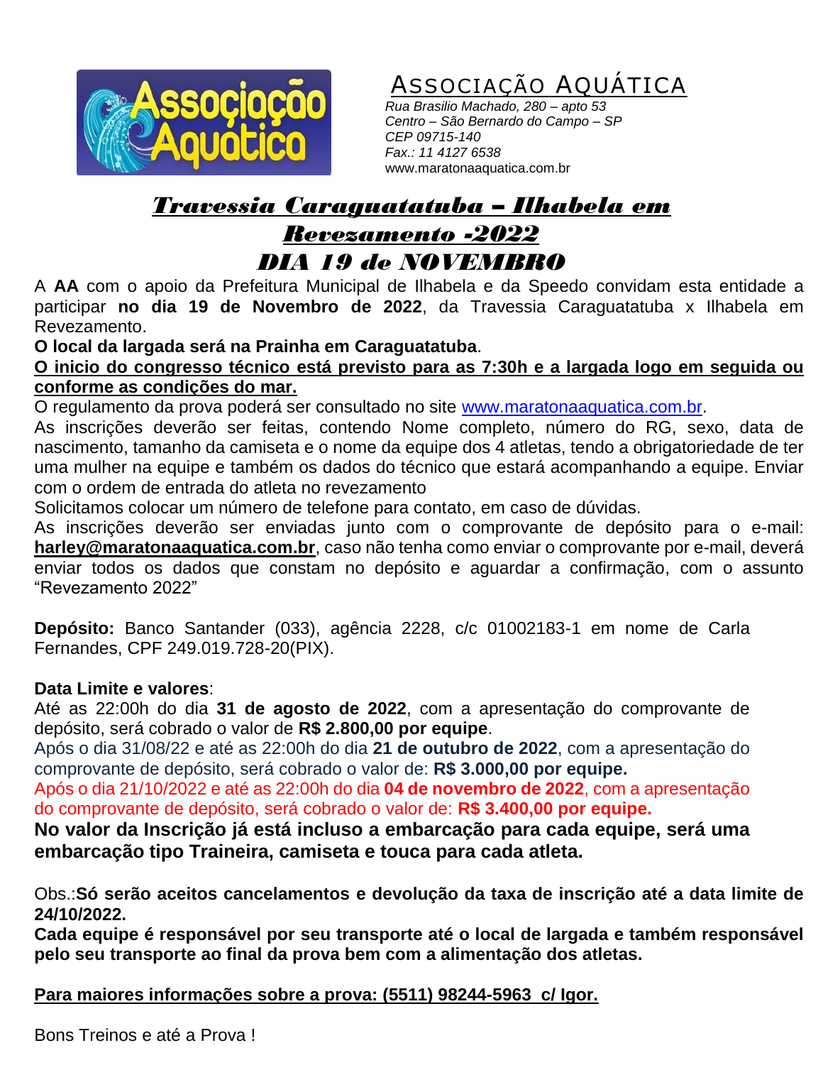# ASSOCIAÇÃO AQUÁTICA

*Rua Brasilio Machado, 280 – apto 53*
*Centro – São Bernardo do Campo – SP*
*CEP 09715-140*
*Fax.: 11 4127 6538*
www.maratonaaquatica.com.br

## *Travessia Caraguatatuba – Ilhabela em Revezamento -2022*

## *DIA 19 de NOVEMBRO*

A **AA** com o apoio da Prefeitura Municipal de Ilhabela e da Speedo convidam esta entidade a participar **no dia 19 de Novembro de 2022**, da Travessia Caraguatatuba x Ilhabela em Revezamento.

**O local da largada será na Prainha em Caraguatatuba**.

**O inicio do congresso técnico está previsto para as 7:30h e a largada logo em seguida ou conforme as condições do mar.**

O regulamento da prova poderá ser consultado no site www.maratonaaquatica.com.br.

As inscrições deverão ser feitas, contendo Nome completo, número do RG, sexo, data de nascimento, tamanho da camiseta e o nome da equipe dos 4 atletas, tendo a obrigatoriedade de ter uma mulher na equipe e também os dados do técnico que estará acompanhando a equipe. Enviar com o ordem de entrada do atleta no revezamento

Solicitamos colocar um número de telefone para contato, em caso de dúvidas.

As inscrições deverão ser enviadas junto com o comprovante de depósito para o e-mail: **harley@maratonaaquatica.com.br**, caso não tenha como enviar o comprovante por e-mail, deverá enviar todos os dados que constam no depósito e aguardar a confirmação, com o assunto "Revezamento 2022"

**Depósito:** Banco Santander (033), agência 2228, c/c 01002183-1 em nome de Carla Fernandes, CPF 249.019.728-20(PIX).

**Data Limite e valores**:

Até as 22:00h do dia **31 de agosto de 2022**, com a apresentação do comprovante de depósito, será cobrado o valor de **R$ 2.800,00 por equipe**.

Após o dia 31/08/22 e até as 22:00h do dia **21 de outubro de 2022**, com a apresentação do comprovante de depósito, será cobrado o valor de: **R$ 3.000,00 por equipe.**

Após o dia 21/10/2022 e até as 22:00h do dia **04 de novembro de 2022**, com a apresentação do comprovante de depósito, será cobrado o valor de: **R$ 3.400,00 por equipe.**

**No valor da Inscrição já está incluso a embarcação para cada equipe, será uma embarcação tipo Traineira, camiseta e touca para cada atleta.**

Obs.:**Só serão aceitos cancelamentos e devolução da taxa de inscrição até a data limite de 24/10/2022.**

**Cada equipe é responsável por seu transporte até o local de largada e também responsável pelo seu transporte ao final da prova bem com a alimentação dos atletas.**

**Para maiores informações sobre a prova: (5511) 98244-5963 c/ Igor.**

Bons Treinos e até a Prova !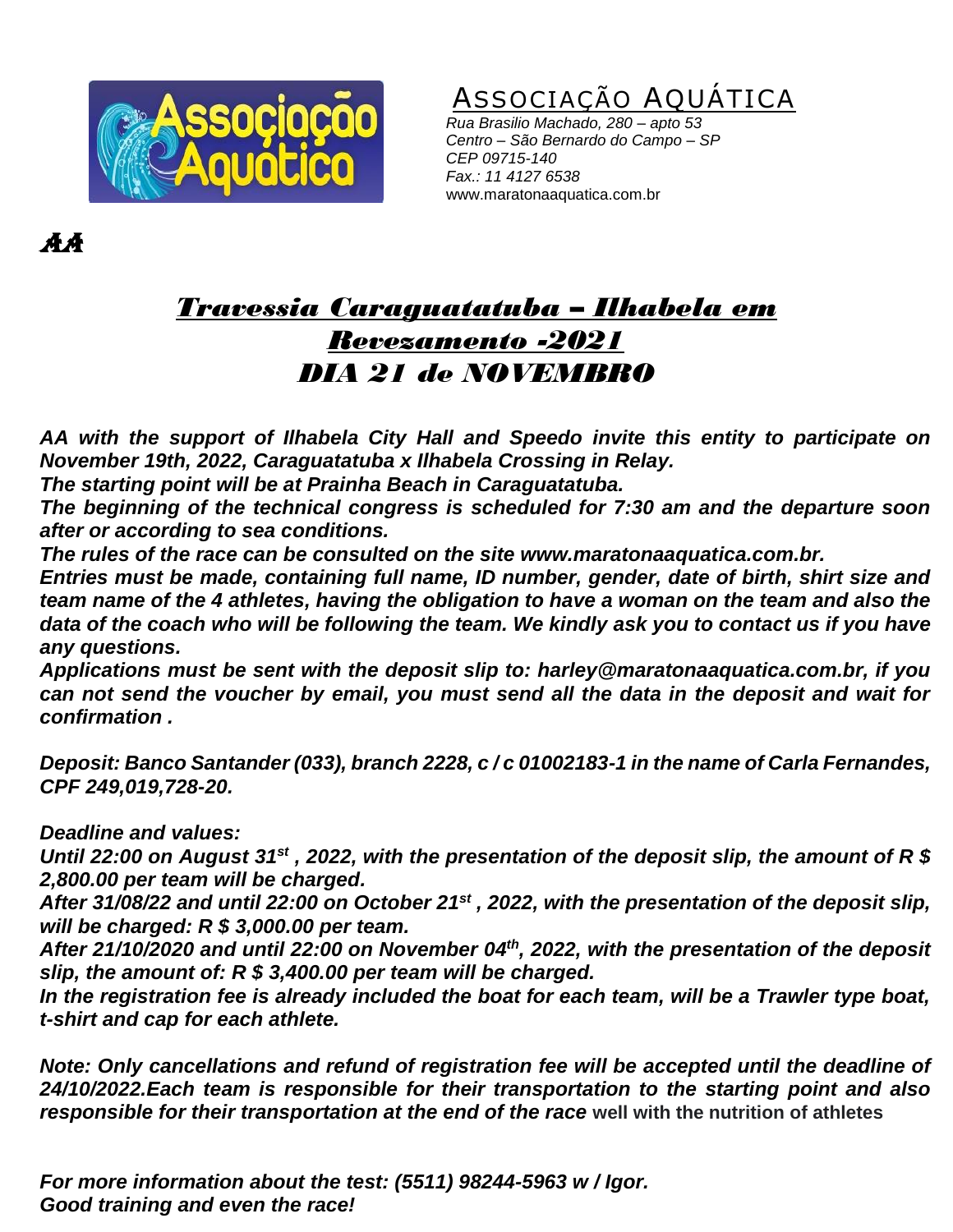# ASSOCIAÇÃO AQUÁTICA

*Rua Brasilio Machado, 280 – apto 53*
*Centro – São Bernardo do Campo – SP*
*CEP 09715-140*
*Fax.: 11 4127 6538*
www.maratonaaquatica.com.br

**AA**

## *Travessia Caraguatatuba – Ilhabela em Revezamento -2021*
## *DIA 21 de NOVEMBRO*

***AA with the support of Ilhabela City Hall and Speedo invite this entity to participate on November 19th, 2022, Caraguatatuba x Ilhabela Crossing in Relay.***
***The starting point will be at Prainha Beach in Caraguatatuba.***
***The beginning of the technical congress is scheduled for 7:30 am and the departure soon after or according to sea conditions.***
***The rules of the race can be consulted on the site www.maratonaaquatica.com.br.***
***Entries must be made, containing full name, ID number, gender, date of birth, shirt size and team name of the 4 athletes, having the obligation to have a woman on the team and also the data of the coach who will be following the team. We kindly ask you to contact us if you have any questions.***
***Applications must be sent with the deposit slip to: harley@maratonaaquatica.com.br, if you can not send the voucher by email, you must send all the data in the deposit and wait for confirmation .***

***Deposit: Banco Santander (033), branch 2228, c / c 01002183-1 in the name of Carla Fernandes, CPF 249,019,728-20.***

***Deadline and values:***
***Until 22:00 on August 31st , 2022, with the presentation of the deposit slip, the amount of R $ 2,800.00 per team will be charged.***
***After 31/08/22 and until 22:00 on October 21st , 2022, with the presentation of the deposit slip, will be charged: R $ 3,000.00 per team.***
***After 21/10/2020 and until 22:00 on November 04th, 2022, with the presentation of the deposit slip, the amount of: R $ 3,400.00 per team will be charged.***
***In the registration fee is already included the boat for each team, will be a Trawler type boat, t-shirt and cap for each athlete.***

***Note: Only cancellations and refund of registration fee will be accepted until the deadline of 24/10/2022.Each team is responsible for their transportation to the starting point and also responsible for their transportation at the end of the race*** **well with the nutrition of athletes**

***For more information about the test: (5511) 98244-5963 w / Igor.***
***Good training and even the race!***